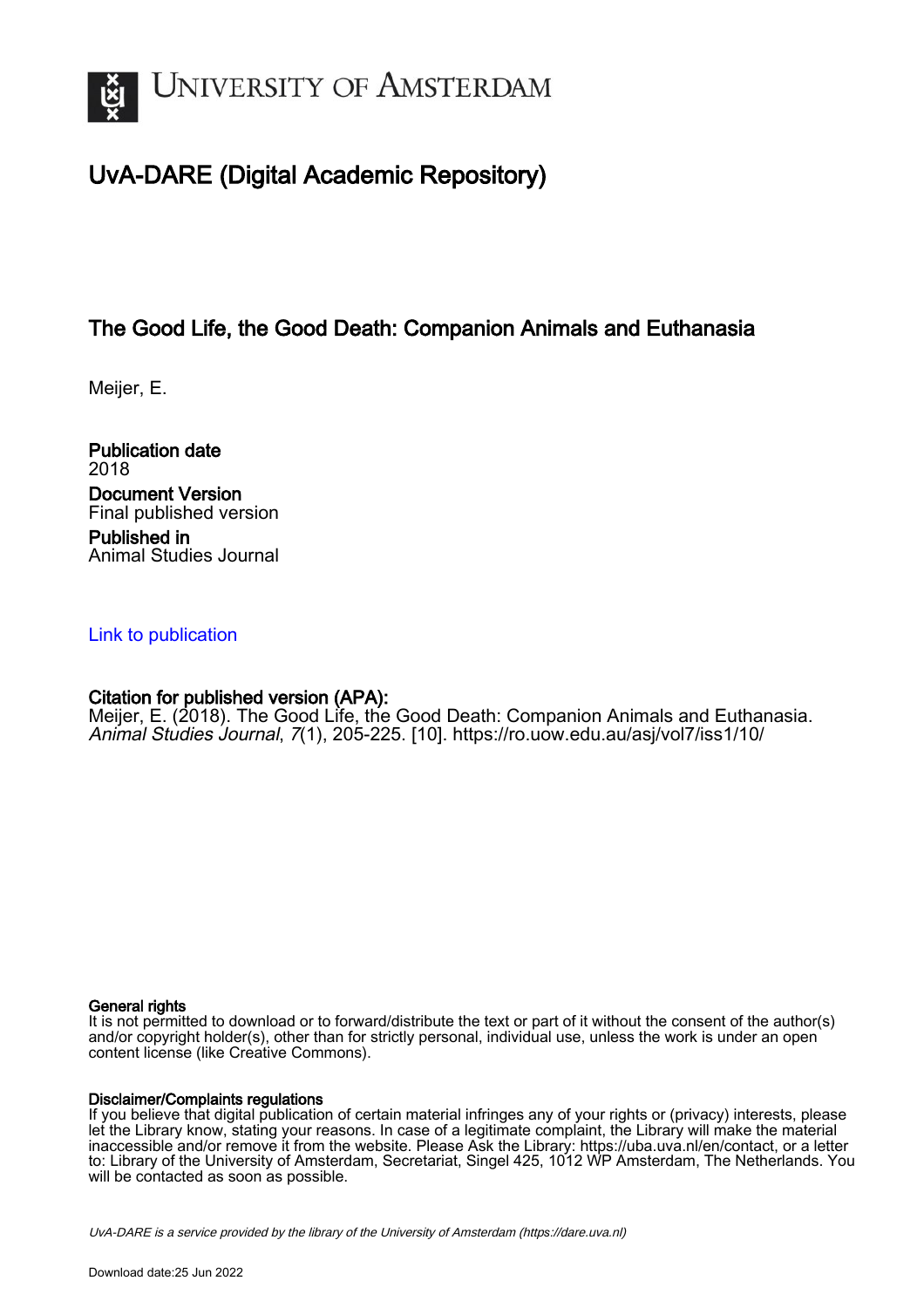# UvA-DARE (Digital Academic Repository)

## The Good Life, the Good Death: Companion Animals and Euthanasia

Meijer, E.

**Publication date**
2018

**Document Version**
Final published version

**Published in**
Animal Studies Journal

Link to publication

**Citation for published version (APA):**
Meijer, E. (2018). The Good Life, the Good Death: Companion Animals and Euthanasia. *Animal Studies Journal*, *7*(1), 205-225. [10]. https://ro.uow.edu.au/asj/vol7/iss1/10/

**General rights**
It is not permitted to download or to forward/distribute the text or part of it without the consent of the author(s) and/or copyright holder(s), other than for strictly personal, individual use, unless the work is under an open content license (like Creative Commons).

**Disclaimer/Complaints regulations**
If you believe that digital publication of certain material infringes any of your rights or (privacy) interests, please let the Library know, stating your reasons. In case of a legitimate complaint, the Library will make the material inaccessible and/or remove it from the website. Please Ask the Library: https://uba.uva.nl/en/contact, or a letter to: Library of the University of Amsterdam, Secretariat, Singel 425, 1012 WP Amsterdam, The Netherlands. You will be contacted as soon as possible.

*UvA-DARE is a service provided by the library of the University of Amsterdam (https://dare.uva.nl)*

Download date:25 Jun 2022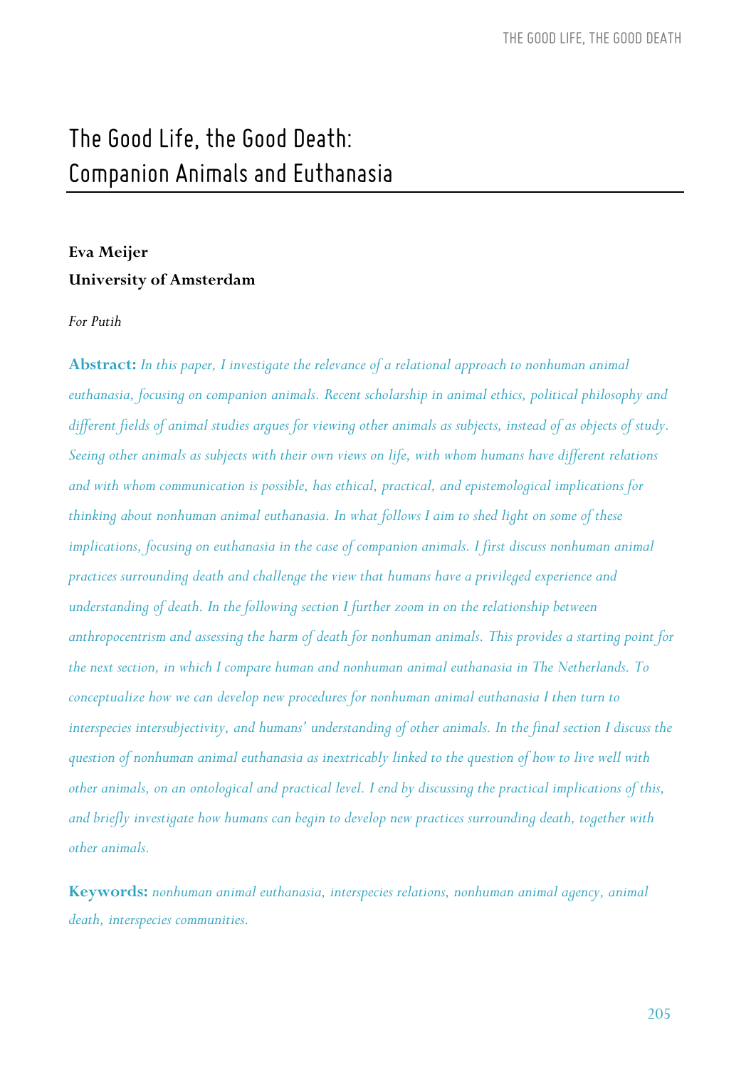# The Good Life, the Good Death: Companion Animals and Euthanasia

**Eva Meijer**
**University of Amsterdam**

*For Putih*

**Abstract:** *In this paper, I investigate the relevance of a relational approach to nonhuman animal euthanasia, focusing on companion animals. Recent scholarship in animal ethics, political philosophy and different fields of animal studies argues for viewing other animals as subjects, instead of as objects of study. Seeing other animals as subjects with their own views on life, with whom humans have different relations and with whom communication is possible, has ethical, practical, and epistemological implications for thinking about nonhuman animal euthanasia. In what follows I aim to shed light on some of these implications, focusing on euthanasia in the case of companion animals. I first discuss nonhuman animal practices surrounding death and challenge the view that humans have a privileged experience and understanding of death. In the following section I further zoom in on the relationship between anthropocentrism and assessing the harm of death for nonhuman animals. This provides a starting point for the next section, in which I compare human and nonhuman animal euthanasia in The Netherlands. To conceptualize how we can develop new procedures for nonhuman animal euthanasia I then turn to interspecies intersubjectivity, and humans' understanding of other animals. In the final section I discuss the question of nonhuman animal euthanasia as inextricably linked to the question of how to live well with other animals, on an ontological and practical level. I end by discussing the practical implications of this, and briefly investigate how humans can begin to develop new practices surrounding death, together with other animals.*

**Keywords:** *nonhuman animal euthanasia, interspecies relations, nonhuman animal agency, animal death, interspecies communities.*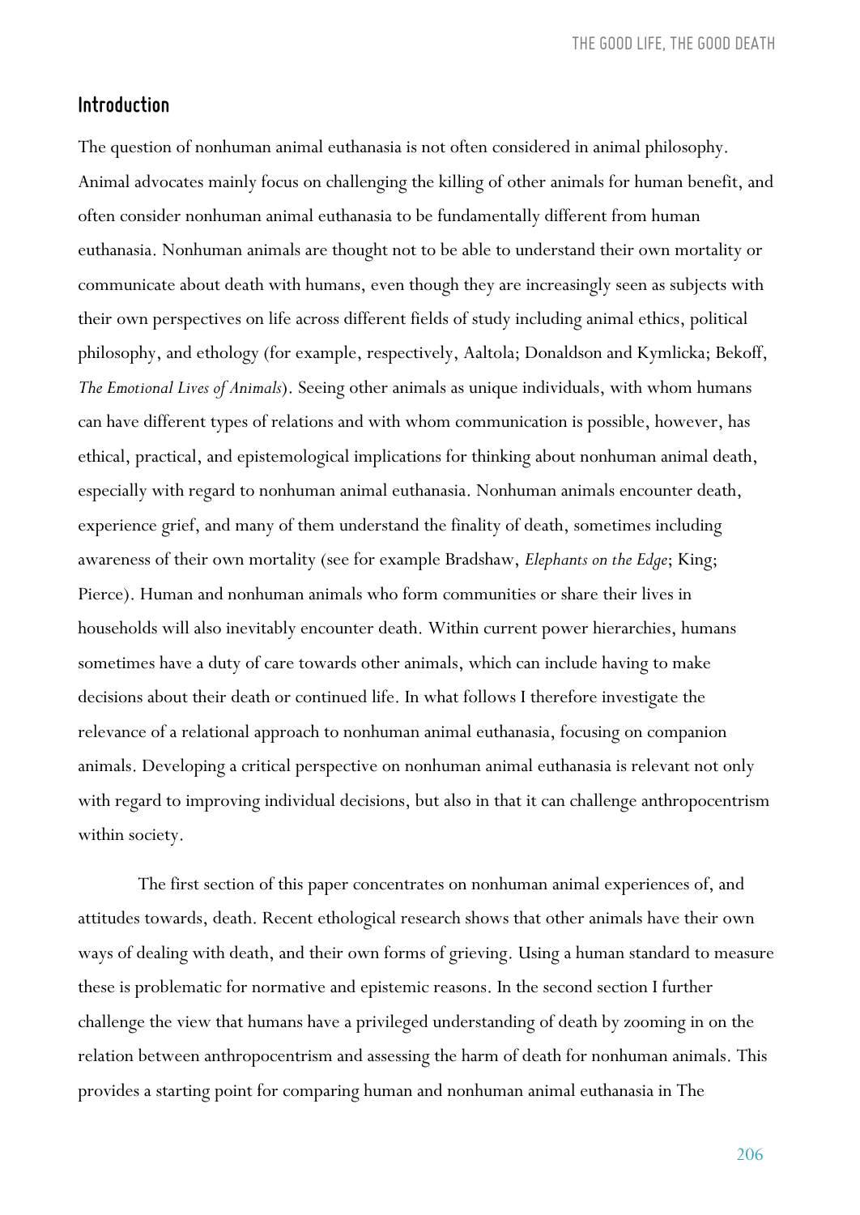## Introduction

The question of nonhuman animal euthanasia is not often considered in animal philosophy. Animal advocates mainly focus on challenging the killing of other animals for human benefit, and often consider nonhuman animal euthanasia to be fundamentally different from human euthanasia. Nonhuman animals are thought not to be able to understand their own mortality or communicate about death with humans, even though they are increasingly seen as subjects with their own perspectives on life across different fields of study including animal ethics, political philosophy, and ethology (for example, respectively, Aaltola; Donaldson and Kymlicka; Bekoff, *The Emotional Lives of Animals*). Seeing other animals as unique individuals, with whom humans can have different types of relations and with whom communication is possible, however, has ethical, practical, and epistemological implications for thinking about nonhuman animal death, especially with regard to nonhuman animal euthanasia. Nonhuman animals encounter death, experience grief, and many of them understand the finality of death, sometimes including awareness of their own mortality (see for example Bradshaw, *Elephants on the Edge*; King; Pierce). Human and nonhuman animals who form communities or share their lives in households will also inevitably encounter death. Within current power hierarchies, humans sometimes have a duty of care towards other animals, which can include having to make decisions about their death or continued life. In what follows I therefore investigate the relevance of a relational approach to nonhuman animal euthanasia, focusing on companion animals. Developing a critical perspective on nonhuman animal euthanasia is relevant not only with regard to improving individual decisions, but also in that it can challenge anthropocentrism within society.

The first section of this paper concentrates on nonhuman animal experiences of, and attitudes towards, death. Recent ethological research shows that other animals have their own ways of dealing with death, and their own forms of grieving. Using a human standard to measure these is problematic for normative and epistemic reasons. In the second section I further challenge the view that humans have a privileged understanding of death by zooming in on the relation between anthropocentrism and assessing the harm of death for nonhuman animals. This provides a starting point for comparing human and nonhuman animal euthanasia in The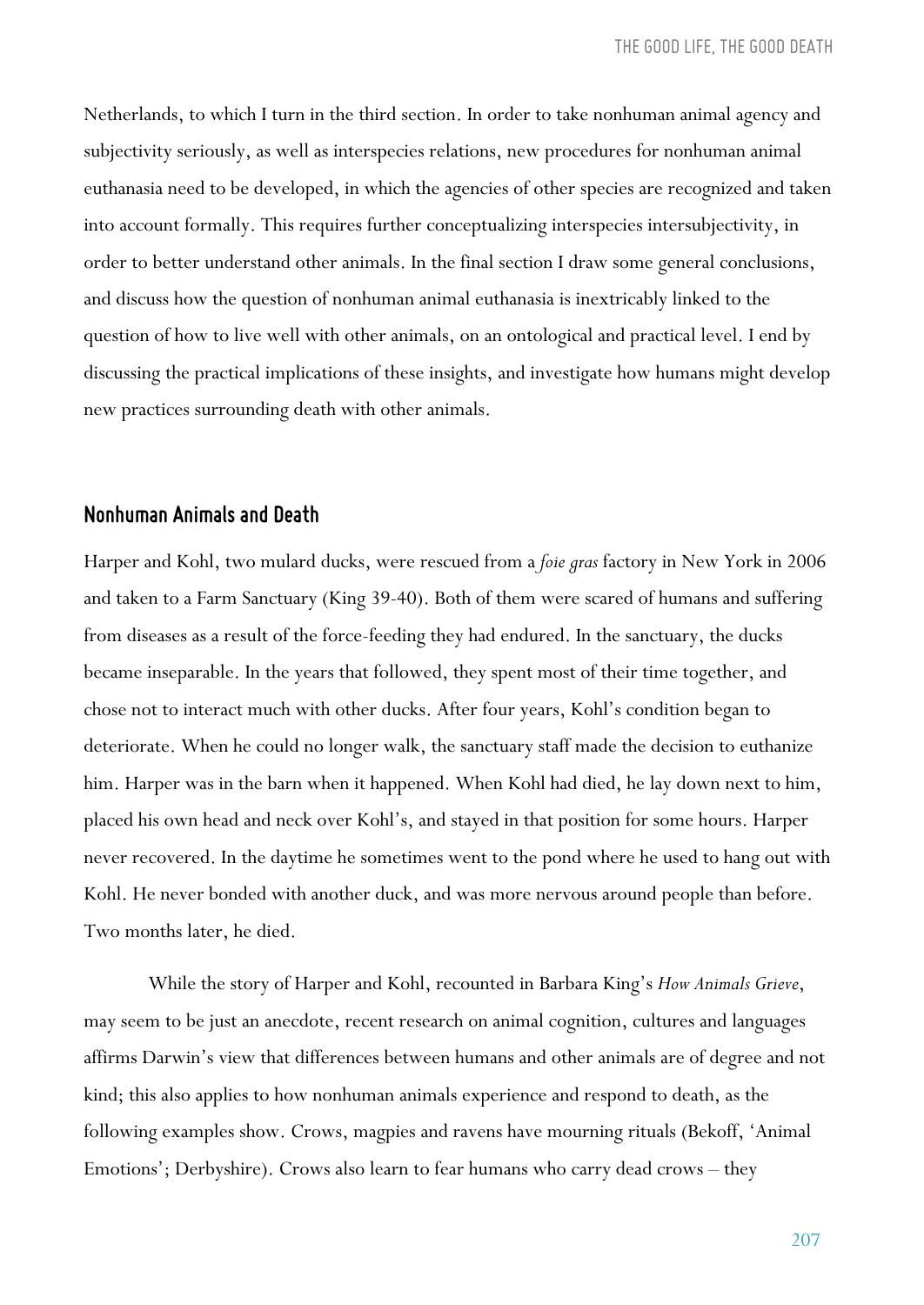Netherlands, to which I turn in the third section. In order to take nonhuman animal agency and subjectivity seriously, as well as interspecies relations, new procedures for nonhuman animal euthanasia need to be developed, in which the agencies of other species are recognized and taken into account formally. This requires further conceptualizing interspecies intersubjectivity, in order to better understand other animals. In the final section I draw some general conclusions, and discuss how the question of nonhuman animal euthanasia is inextricably linked to the question of how to live well with other animals, on an ontological and practical level. I end by discussing the practical implications of these insights, and investigate how humans might develop new practices surrounding death with other animals.

## Nonhuman Animals and Death

Harper and Kohl, two mulard ducks, were rescued from a *foie gras* factory in New York in 2006 and taken to a Farm Sanctuary (King 39-40). Both of them were scared of humans and suffering from diseases as a result of the force-feeding they had endured. In the sanctuary, the ducks became inseparable. In the years that followed, they spent most of their time together, and chose not to interact much with other ducks. After four years, Kohl's condition began to deteriorate. When he could no longer walk, the sanctuary staff made the decision to euthanize him. Harper was in the barn when it happened. When Kohl had died, he lay down next to him, placed his own head and neck over Kohl's, and stayed in that position for some hours. Harper never recovered. In the daytime he sometimes went to the pond where he used to hang out with Kohl. He never bonded with another duck, and was more nervous around people than before. Two months later, he died.

While the story of Harper and Kohl, recounted in Barbara King's *How Animals Grieve*, may seem to be just an anecdote, recent research on animal cognition, cultures and languages affirms Darwin's view that differences between humans and other animals are of degree and not kind; this also applies to how nonhuman animals experience and respond to death, as the following examples show. Crows, magpies and ravens have mourning rituals (Bekoff, 'Animal Emotions'; Derbyshire). Crows also learn to fear humans who carry dead crows – they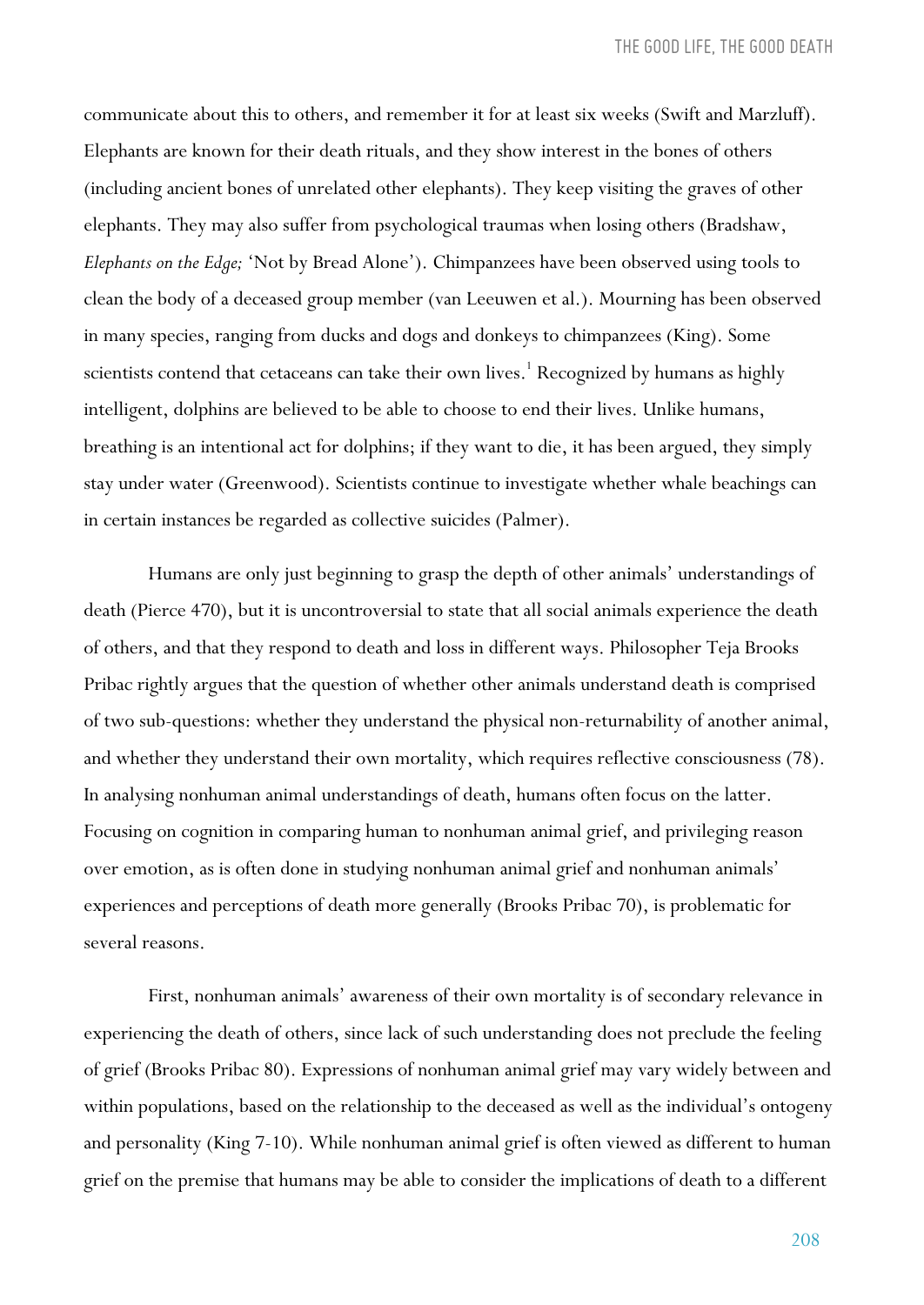communicate about this to others, and remember it for at least six weeks (Swift and Marzluff). Elephants are known for their death rituals, and they show interest in the bones of others (including ancient bones of unrelated other elephants). They keep visiting the graves of other elephants. They may also suffer from psychological traumas when losing others (Bradshaw, *Elephants on the Edge;* 'Not by Bread Alone'). Chimpanzees have been observed using tools to clean the body of a deceased group member (van Leeuwen et al.). Mourning has been observed in many species, ranging from ducks and dogs and donkeys to chimpanzees (King). Some scientists contend that cetaceans can take their own lives.[1] Recognized by humans as highly intelligent, dolphins are believed to be able to choose to end their lives. Unlike humans, breathing is an intentional act for dolphins; if they want to die, it has been argued, they simply stay under water (Greenwood). Scientists continue to investigate whether whale beachings can in certain instances be regarded as collective suicides (Palmer).

Humans are only just beginning to grasp the depth of other animals' understandings of death (Pierce 470), but it is uncontroversial to state that all social animals experience the death of others, and that they respond to death and loss in different ways. Philosopher Teja Brooks Pribac rightly argues that the question of whether other animals understand death is comprised of two sub-questions: whether they understand the physical non-returnability of another animal, and whether they understand their own mortality, which requires reflective consciousness (78). In analysing nonhuman animal understandings of death, humans often focus on the latter. Focusing on cognition in comparing human to nonhuman animal grief, and privileging reason over emotion, as is often done in studying nonhuman animal grief and nonhuman animals' experiences and perceptions of death more generally (Brooks Pribac 70), is problematic for several reasons.

First, nonhuman animals' awareness of their own mortality is of secondary relevance in experiencing the death of others, since lack of such understanding does not preclude the feeling of grief (Brooks Pribac 80). Expressions of nonhuman animal grief may vary widely between and within populations, based on the relationship to the deceased as well as the individual's ontogeny and personality (King 7-10). While nonhuman animal grief is often viewed as different to human grief on the premise that humans may be able to consider the implications of death to a different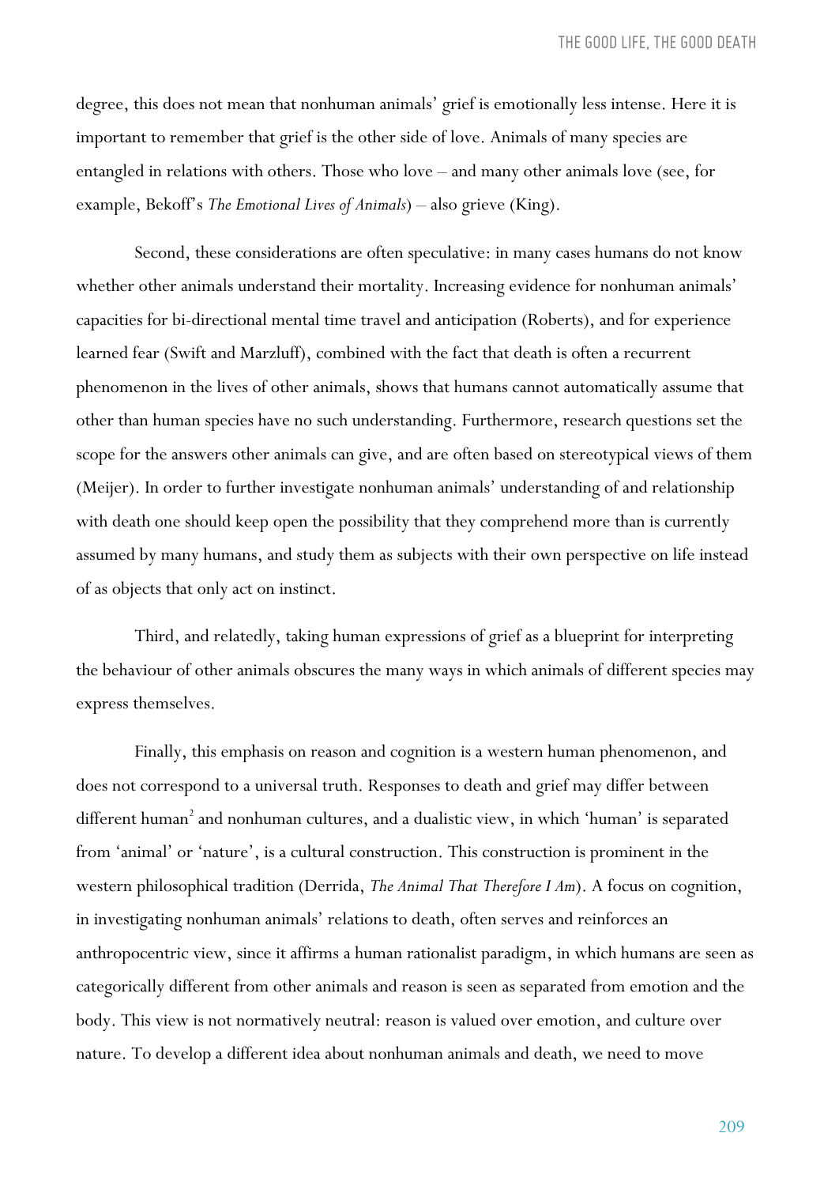degree, this does not mean that nonhuman animals' grief is emotionally less intense. Here it is important to remember that grief is the other side of love. Animals of many species are entangled in relations with others. Those who love – and many other animals love (see, for example, Bekoff's *The Emotional Lives of Animals*) – also grieve (King).

Second, these considerations are often speculative: in many cases humans do not know whether other animals understand their mortality. Increasing evidence for nonhuman animals' capacities for bi-directional mental time travel and anticipation (Roberts), and for experience learned fear (Swift and Marzluff), combined with the fact that death is often a recurrent phenomenon in the lives of other animals, shows that humans cannot automatically assume that other than human species have no such understanding. Furthermore, research questions set the scope for the answers other animals can give, and are often based on stereotypical views of them (Meijer). In order to further investigate nonhuman animals' understanding of and relationship with death one should keep open the possibility that they comprehend more than is currently assumed by many humans, and study them as subjects with their own perspective on life instead of as objects that only act on instinct.

Third, and relatedly, taking human expressions of grief as a blueprint for interpreting the behaviour of other animals obscures the many ways in which animals of different species may express themselves.

Finally, this emphasis on reason and cognition is a western human phenomenon, and does not correspond to a universal truth. Responses to death and grief may differ between different human[2] and nonhuman cultures, and a dualistic view, in which 'human' is separated from 'animal' or 'nature', is a cultural construction. This construction is prominent in the western philosophical tradition (Derrida, *The Animal That Therefore I Am*). A focus on cognition, in investigating nonhuman animals' relations to death, often serves and reinforces an anthropocentric view, since it affirms a human rationalist paradigm, in which humans are seen as categorically different from other animals and reason is seen as separated from emotion and the body. This view is not normatively neutral: reason is valued over emotion, and culture over nature. To develop a different idea about nonhuman animals and death, we need to move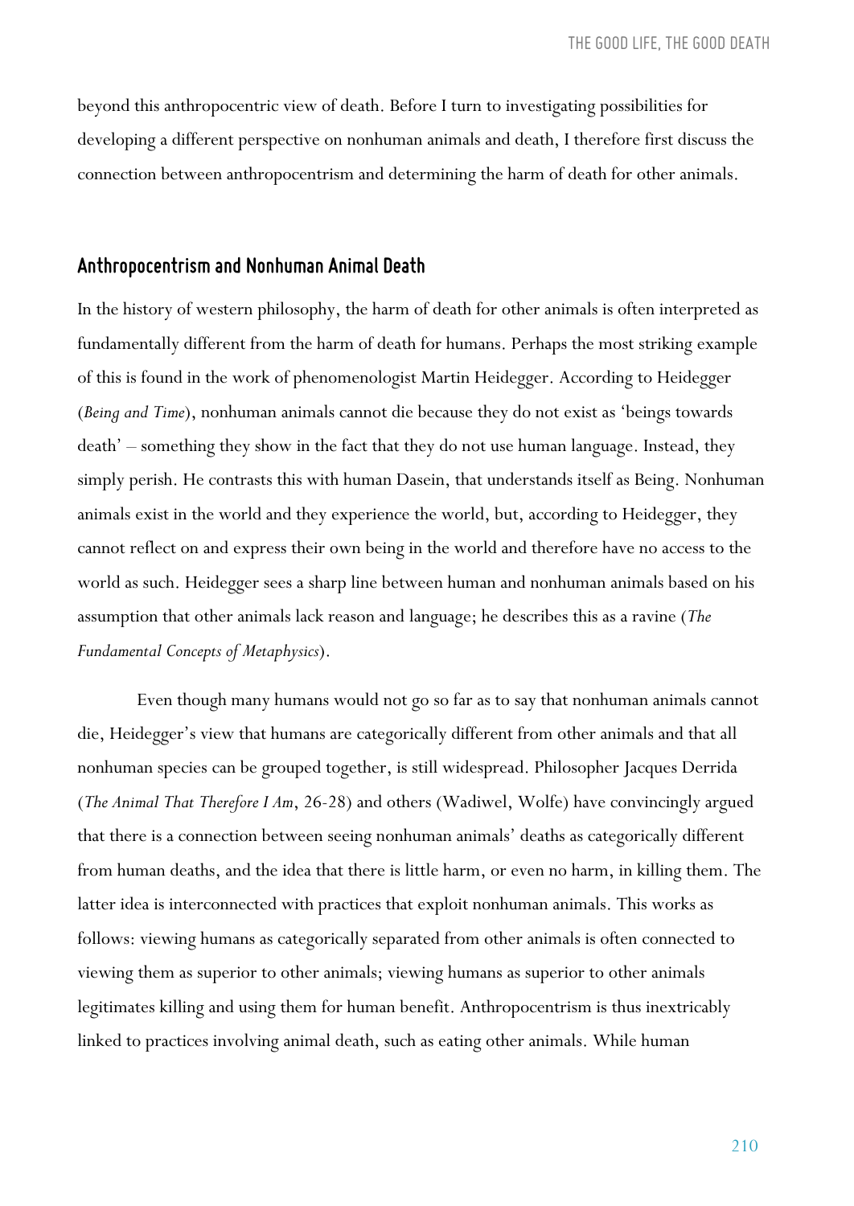beyond this anthropocentric view of death. Before I turn to investigating possibilities for developing a different perspective on nonhuman animals and death, I therefore first discuss the connection between anthropocentrism and determining the harm of death for other animals.

## Anthropocentrism and Nonhuman Animal Death

In the history of western philosophy, the harm of death for other animals is often interpreted as fundamentally different from the harm of death for humans. Perhaps the most striking example of this is found in the work of phenomenologist Martin Heidegger. According to Heidegger (*Being and Time*), nonhuman animals cannot die because they do not exist as 'beings towards death' – something they show in the fact that they do not use human language. Instead, they simply perish. He contrasts this with human Dasein, that understands itself as Being. Nonhuman animals exist in the world and they experience the world, but, according to Heidegger, they cannot reflect on and express their own being in the world and therefore have no access to the world as such. Heidegger sees a sharp line between human and nonhuman animals based on his assumption that other animals lack reason and language; he describes this as a ravine (*The Fundamental Concepts of Metaphysics*).

Even though many humans would not go so far as to say that nonhuman animals cannot die, Heidegger's view that humans are categorically different from other animals and that all nonhuman species can be grouped together, is still widespread. Philosopher Jacques Derrida (*The Animal That Therefore I Am*, 26-28) and others (Wadiwel, Wolfe) have convincingly argued that there is a connection between seeing nonhuman animals' deaths as categorically different from human deaths, and the idea that there is little harm, or even no harm, in killing them. The latter idea is interconnected with practices that exploit nonhuman animals. This works as follows: viewing humans as categorically separated from other animals is often connected to viewing them as superior to other animals; viewing humans as superior to other animals legitimates killing and using them for human benefit. Anthropocentrism is thus inextricably linked to practices involving animal death, such as eating other animals. While human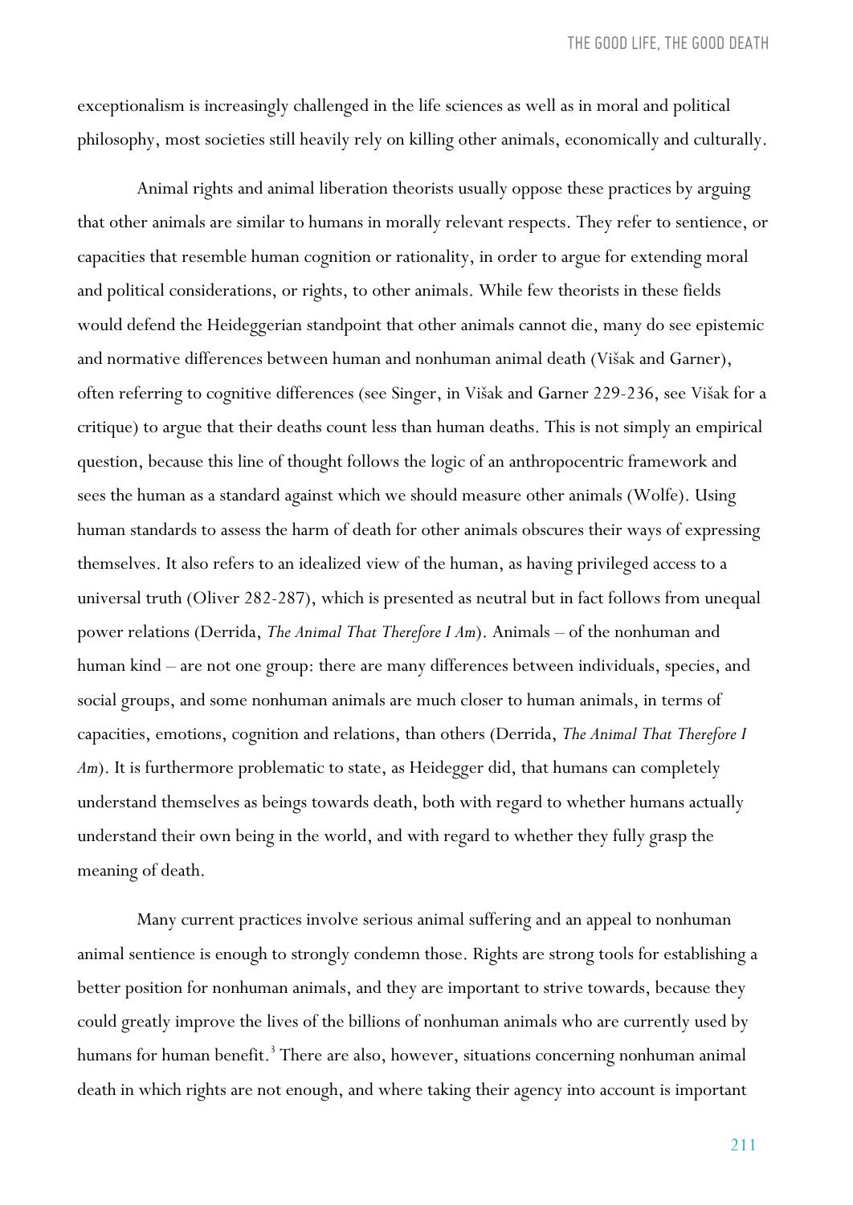exceptionalism is increasingly challenged in the life sciences as well as in moral and political philosophy, most societies still heavily rely on killing other animals, economically and culturally.

Animal rights and animal liberation theorists usually oppose these practices by arguing that other animals are similar to humans in morally relevant respects. They refer to sentience, or capacities that resemble human cognition or rationality, in order to argue for extending moral and political considerations, or rights, to other animals. While few theorists in these fields would defend the Heideggerian standpoint that other animals cannot die, many do see epistemic and normative differences between human and nonhuman animal death (Višak and Garner), often referring to cognitive differences (see Singer, in Višak and Garner 229-236, see Višak for a critique) to argue that their deaths count less than human deaths. This is not simply an empirical question, because this line of thought follows the logic of an anthropocentric framework and sees the human as a standard against which we should measure other animals (Wolfe). Using human standards to assess the harm of death for other animals obscures their ways of expressing themselves. It also refers to an idealized view of the human, as having privileged access to a universal truth (Oliver 282-287), which is presented as neutral but in fact follows from unequal power relations (Derrida, *The Animal That Therefore I Am*). Animals – of the nonhuman and human kind – are not one group: there are many differences between individuals, species, and social groups, and some nonhuman animals are much closer to human animals, in terms of capacities, emotions, cognition and relations, than others (Derrida, *The Animal That Therefore I Am*). It is furthermore problematic to state, as Heidegger did, that humans can completely understand themselves as beings towards death, both with regard to whether humans actually understand their own being in the world, and with regard to whether they fully grasp the meaning of death.

Many current practices involve serious animal suffering and an appeal to nonhuman animal sentience is enough to strongly condemn those. Rights are strong tools for establishing a better position for nonhuman animals, and they are important to strive towards, because they could greatly improve the lives of the billions of nonhuman animals who are currently used by humans for human benefit.[3] There are also, however, situations concerning nonhuman animal death in which rights are not enough, and where taking their agency into account is important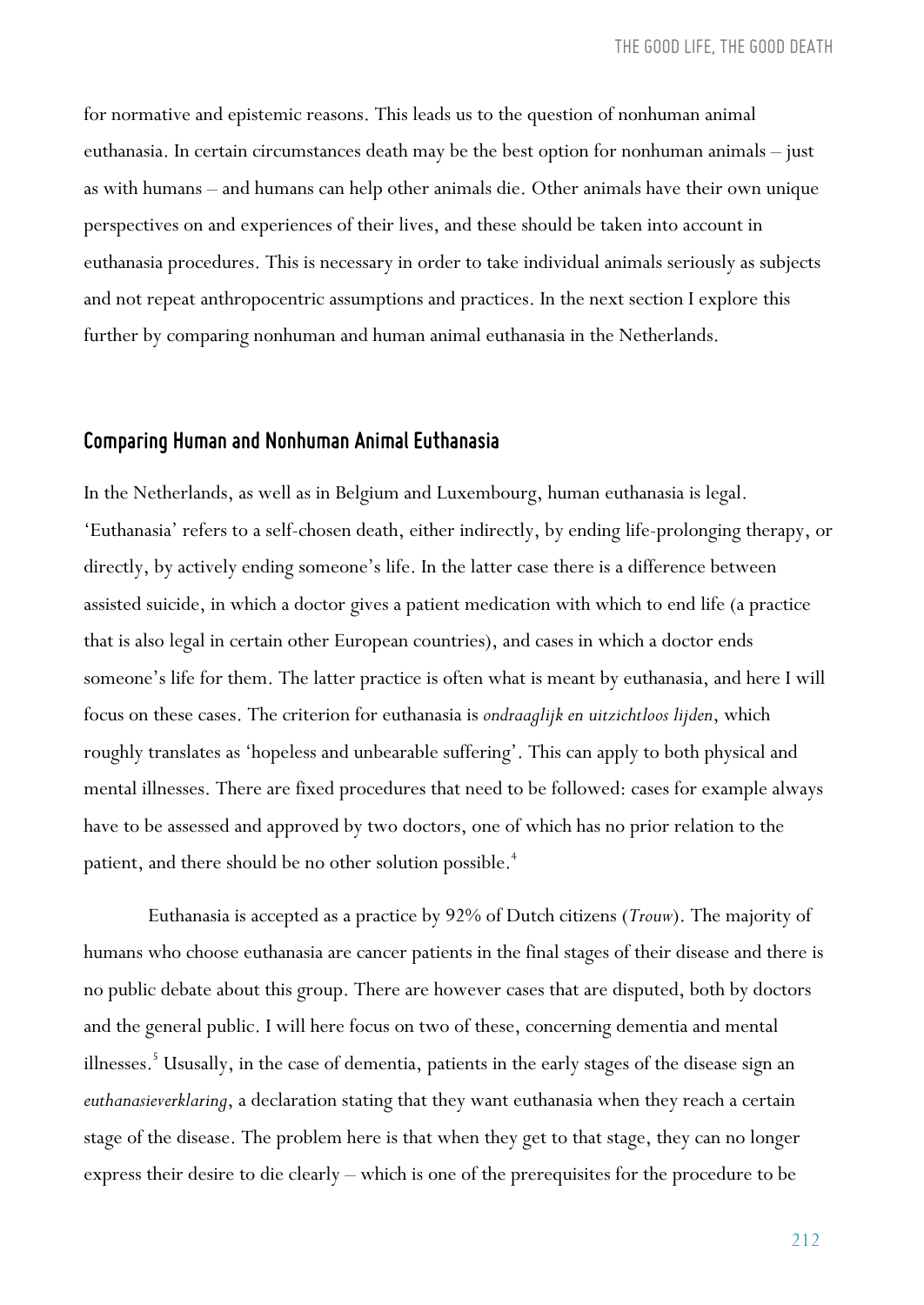for normative and epistemic reasons. This leads us to the question of nonhuman animal euthanasia. In certain circumstances death may be the best option for nonhuman animals – just as with humans – and humans can help other animals die. Other animals have their own unique perspectives on and experiences of their lives, and these should be taken into account in euthanasia procedures. This is necessary in order to take individual animals seriously as subjects and not repeat anthropocentric assumptions and practices. In the next section I explore this further by comparing nonhuman and human animal euthanasia in the Netherlands.

## Comparing Human and Nonhuman Animal Euthanasia

In the Netherlands, as well as in Belgium and Luxembourg, human euthanasia is legal. 'Euthanasia' refers to a self-chosen death, either indirectly, by ending life-prolonging therapy, or directly, by actively ending someone's life. In the latter case there is a difference between assisted suicide, in which a doctor gives a patient medication with which to end life (a practice that is also legal in certain other European countries), and cases in which a doctor ends someone's life for them. The latter practice is often what is meant by euthanasia, and here I will focus on these cases. The criterion for euthanasia is *ondraaglijk en uitzichtloos lijden*, which roughly translates as 'hopeless and unbearable suffering'. This can apply to both physical and mental illnesses. There are fixed procedures that need to be followed: cases for example always have to be assessed and approved by two doctors, one of which has no prior relation to the patient, and there should be no other solution possible.[4]

Euthanasia is accepted as a practice by 92% of Dutch citizens (*Trouw*). The majority of humans who choose euthanasia are cancer patients in the final stages of their disease and there is no public debate about this group. There are however cases that are disputed, both by doctors and the general public. I will here focus on two of these, concerning dementia and mental illnesses.[5] Ususally, in the case of dementia, patients in the early stages of the disease sign an *euthanasieverklaring*, a declaration stating that they want euthanasia when they reach a certain stage of the disease. The problem here is that when they get to that stage, they can no longer express their desire to die clearly – which is one of the prerequisites for the procedure to be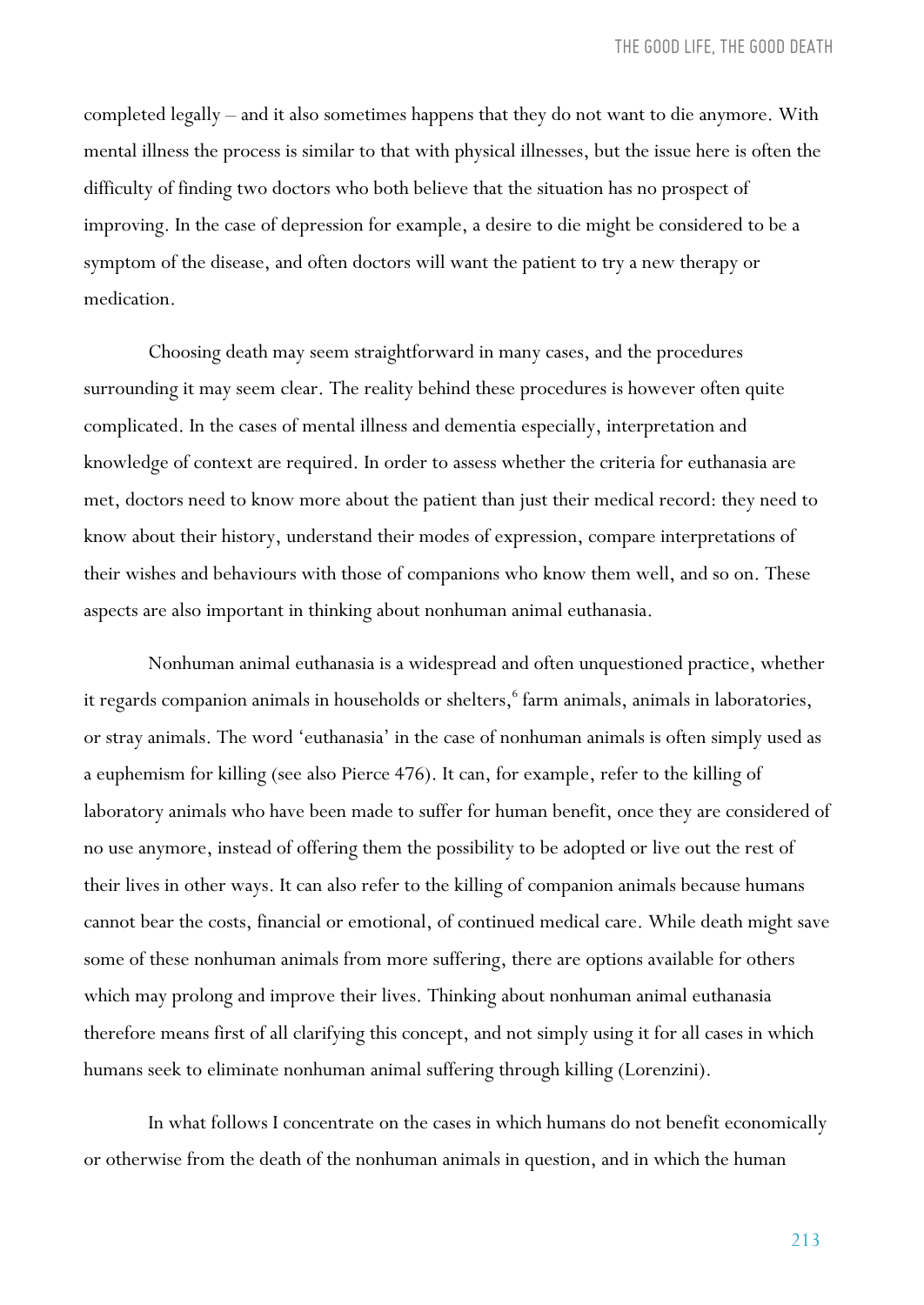completed legally – and it also sometimes happens that they do not want to die anymore. With mental illness the process is similar to that with physical illnesses, but the issue here is often the difficulty of finding two doctors who both believe that the situation has no prospect of improving. In the case of depression for example, a desire to die might be considered to be a symptom of the disease, and often doctors will want the patient to try a new therapy or medication.

Choosing death may seem straightforward in many cases, and the procedures surrounding it may seem clear. The reality behind these procedures is however often quite complicated. In the cases of mental illness and dementia especially, interpretation and knowledge of context are required. In order to assess whether the criteria for euthanasia are met, doctors need to know more about the patient than just their medical record: they need to know about their history, understand their modes of expression, compare interpretations of their wishes and behaviours with those of companions who know them well, and so on. These aspects are also important in thinking about nonhuman animal euthanasia.

Nonhuman animal euthanasia is a widespread and often unquestioned practice, whether it regards companion animals in households or shelters,[6] farm animals, animals in laboratories, or stray animals. The word 'euthanasia' in the case of nonhuman animals is often simply used as a euphemism for killing (see also Pierce 476). It can, for example, refer to the killing of laboratory animals who have been made to suffer for human benefit, once they are considered of no use anymore, instead of offering them the possibility to be adopted or live out the rest of their lives in other ways. It can also refer to the killing of companion animals because humans cannot bear the costs, financial or emotional, of continued medical care. While death might save some of these nonhuman animals from more suffering, there are options available for others which may prolong and improve their lives. Thinking about nonhuman animal euthanasia therefore means first of all clarifying this concept, and not simply using it for all cases in which humans seek to eliminate nonhuman animal suffering through killing (Lorenzini).

In what follows I concentrate on the cases in which humans do not benefit economically or otherwise from the death of the nonhuman animals in question, and in which the human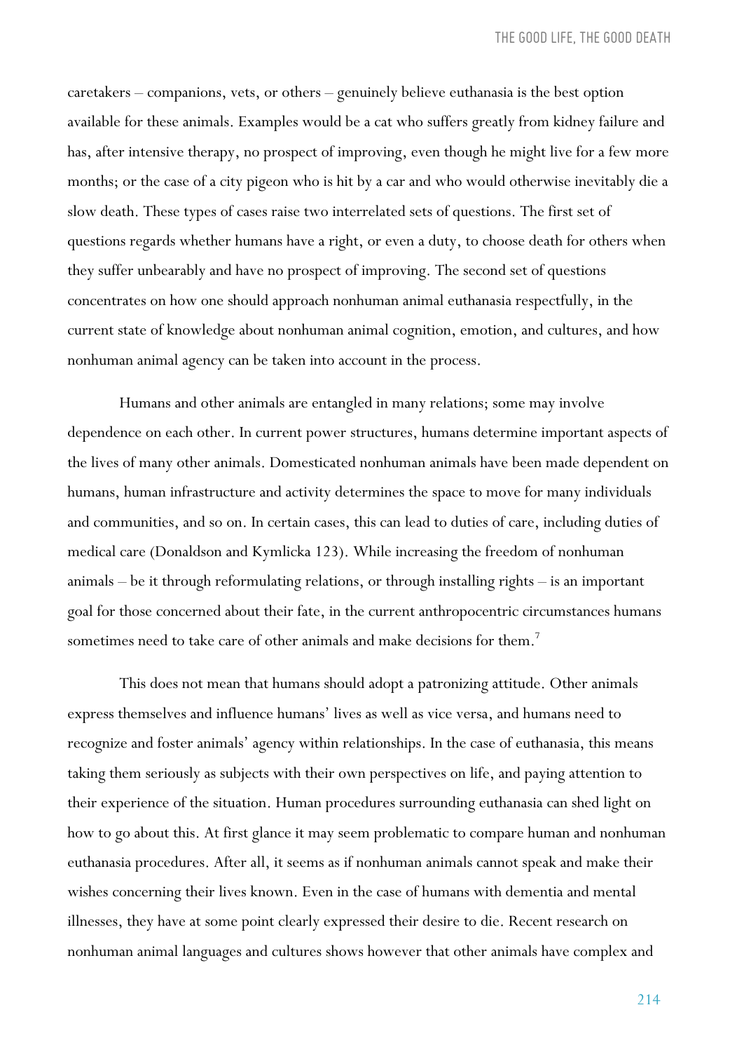caretakers – companions, vets, or others – genuinely believe euthanasia is the best option available for these animals. Examples would be a cat who suffers greatly from kidney failure and has, after intensive therapy, no prospect of improving, even though he might live for a few more months; or the case of a city pigeon who is hit by a car and who would otherwise inevitably die a slow death. These types of cases raise two interrelated sets of questions. The first set of questions regards whether humans have a right, or even a duty, to choose death for others when they suffer unbearably and have no prospect of improving. The second set of questions concentrates on how one should approach nonhuman animal euthanasia respectfully, in the current state of knowledge about nonhuman animal cognition, emotion, and cultures, and how nonhuman animal agency can be taken into account in the process.

Humans and other animals are entangled in many relations; some may involve dependence on each other. In current power structures, humans determine important aspects of the lives of many other animals. Domesticated nonhuman animals have been made dependent on humans, human infrastructure and activity determines the space to move for many individuals and communities, and so on. In certain cases, this can lead to duties of care, including duties of medical care (Donaldson and Kymlicka 123). While increasing the freedom of nonhuman animals – be it through reformulating relations, or through installing rights – is an important goal for those concerned about their fate, in the current anthropocentric circumstances humans sometimes need to take care of other animals and make decisions for them.[7]

This does not mean that humans should adopt a patronizing attitude. Other animals express themselves and influence humans' lives as well as vice versa, and humans need to recognize and foster animals' agency within relationships. In the case of euthanasia, this means taking them seriously as subjects with their own perspectives on life, and paying attention to their experience of the situation. Human procedures surrounding euthanasia can shed light on how to go about this. At first glance it may seem problematic to compare human and nonhuman euthanasia procedures. After all, it seems as if nonhuman animals cannot speak and make their wishes concerning their lives known. Even in the case of humans with dementia and mental illnesses, they have at some point clearly expressed their desire to die. Recent research on nonhuman animal languages and cultures shows however that other animals have complex and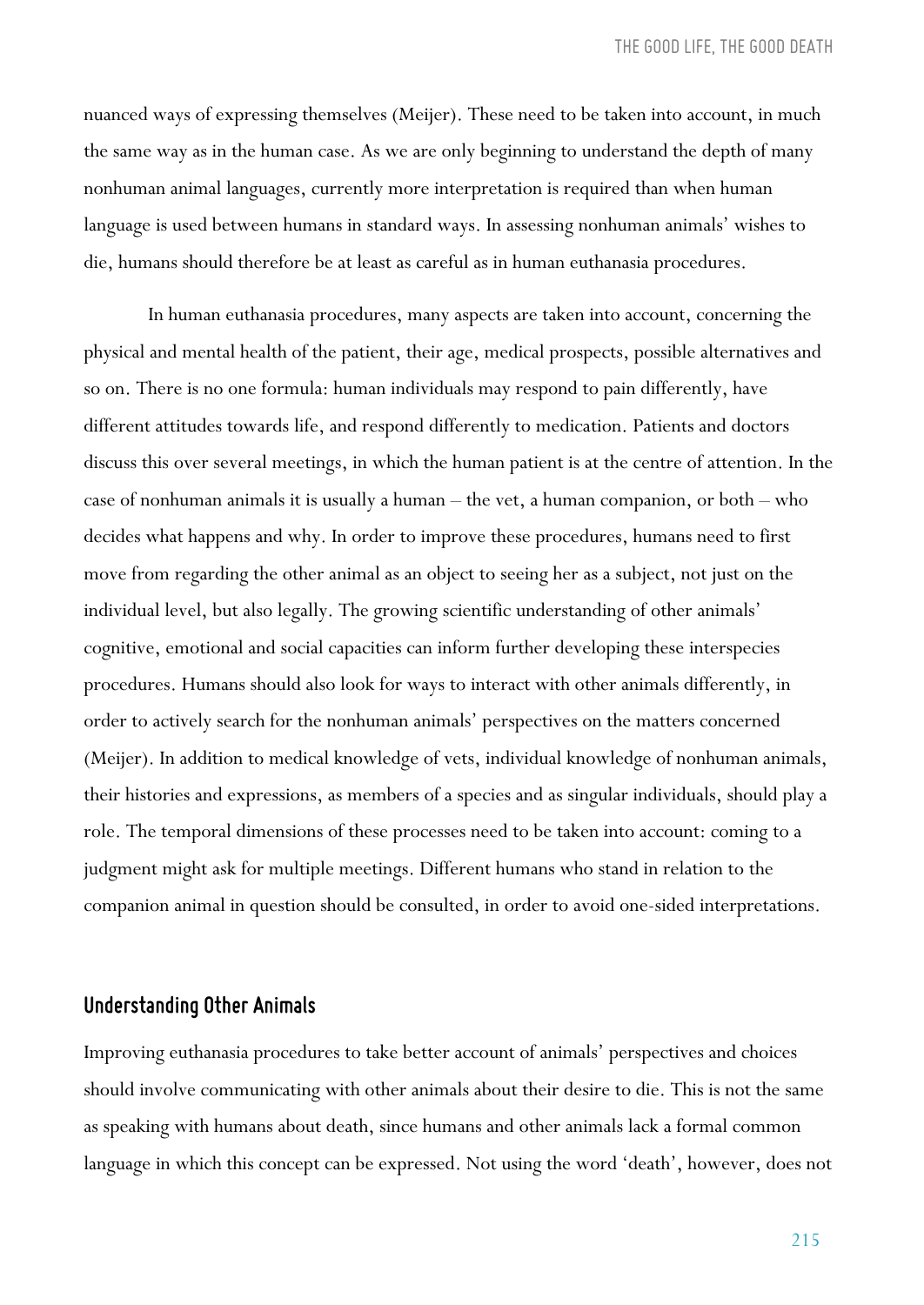nuanced ways of expressing themselves (Meijer). These need to be taken into account, in much the same way as in the human case. As we are only beginning to understand the depth of many nonhuman animal languages, currently more interpretation is required than when human language is used between humans in standard ways. In assessing nonhuman animals' wishes to die, humans should therefore be at least as careful as in human euthanasia procedures.

In human euthanasia procedures, many aspects are taken into account, concerning the physical and mental health of the patient, their age, medical prospects, possible alternatives and so on. There is no one formula: human individuals may respond to pain differently, have different attitudes towards life, and respond differently to medication. Patients and doctors discuss this over several meetings, in which the human patient is at the centre of attention. In the case of nonhuman animals it is usually a human – the vet, a human companion, or both – who decides what happens and why. In order to improve these procedures, humans need to first move from regarding the other animal as an object to seeing her as a subject, not just on the individual level, but also legally. The growing scientific understanding of other animals' cognitive, emotional and social capacities can inform further developing these interspecies procedures. Humans should also look for ways to interact with other animals differently, in order to actively search for the nonhuman animals' perspectives on the matters concerned (Meijer). In addition to medical knowledge of vets, individual knowledge of nonhuman animals, their histories and expressions, as members of a species and as singular individuals, should play a role. The temporal dimensions of these processes need to be taken into account: coming to a judgment might ask for multiple meetings. Different humans who stand in relation to the companion animal in question should be consulted, in order to avoid one-sided interpretations.

## Understanding Other Animals

Improving euthanasia procedures to take better account of animals' perspectives and choices should involve communicating with other animals about their desire to die. This is not the same as speaking with humans about death, since humans and other animals lack a formal common language in which this concept can be expressed. Not using the word 'death', however, does not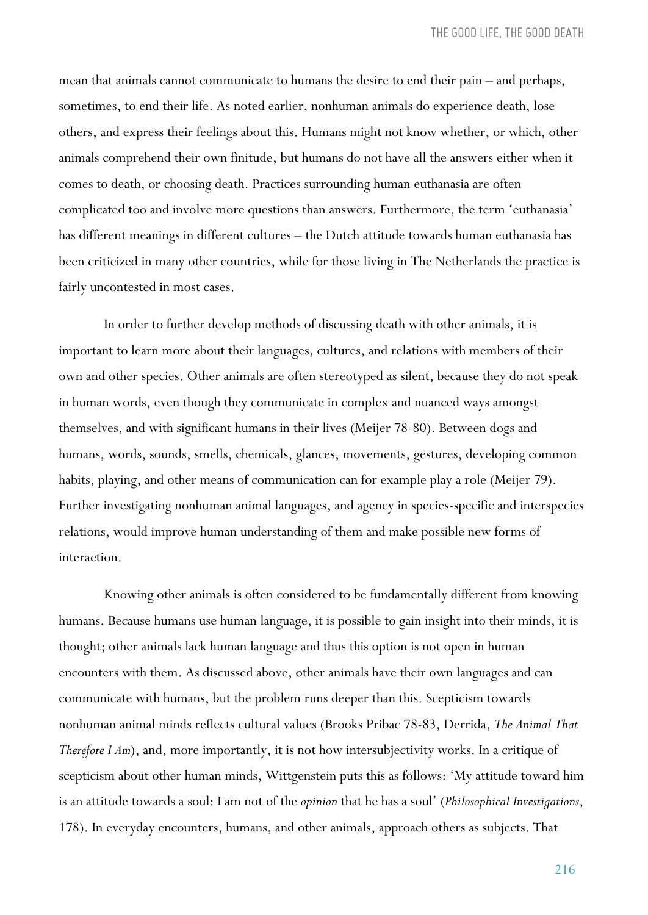mean that animals cannot communicate to humans the desire to end their pain – and perhaps, sometimes, to end their life. As noted earlier, nonhuman animals do experience death, lose others, and express their feelings about this. Humans might not know whether, or which, other animals comprehend their own finitude, but humans do not have all the answers either when it comes to death, or choosing death. Practices surrounding human euthanasia are often complicated too and involve more questions than answers. Furthermore, the term 'euthanasia' has different meanings in different cultures – the Dutch attitude towards human euthanasia has been criticized in many other countries, while for those living in The Netherlands the practice is fairly uncontested in most cases.

In order to further develop methods of discussing death with other animals, it is important to learn more about their languages, cultures, and relations with members of their own and other species. Other animals are often stereotyped as silent, because they do not speak in human words, even though they communicate in complex and nuanced ways amongst themselves, and with significant humans in their lives (Meijer 78-80). Between dogs and humans, words, sounds, smells, chemicals, glances, movements, gestures, developing common habits, playing, and other means of communication can for example play a role (Meijer 79). Further investigating nonhuman animal languages, and agency in species-specific and interspecies relations, would improve human understanding of them and make possible new forms of interaction.

Knowing other animals is often considered to be fundamentally different from knowing humans. Because humans use human language, it is possible to gain insight into their minds, it is thought; other animals lack human language and thus this option is not open in human encounters with them. As discussed above, other animals have their own languages and can communicate with humans, but the problem runs deeper than this. Scepticism towards nonhuman animal minds reflects cultural values (Brooks Pribac 78-83, Derrida, *The Animal That Therefore I Am*), and, more importantly, it is not how intersubjectivity works. In a critique of scepticism about other human minds, Wittgenstein puts this as follows: 'My attitude toward him is an attitude towards a soul: I am not of the *opinion* that he has a soul' (*Philosophical Investigations*, 178). In everyday encounters, humans, and other animals, approach others as subjects. That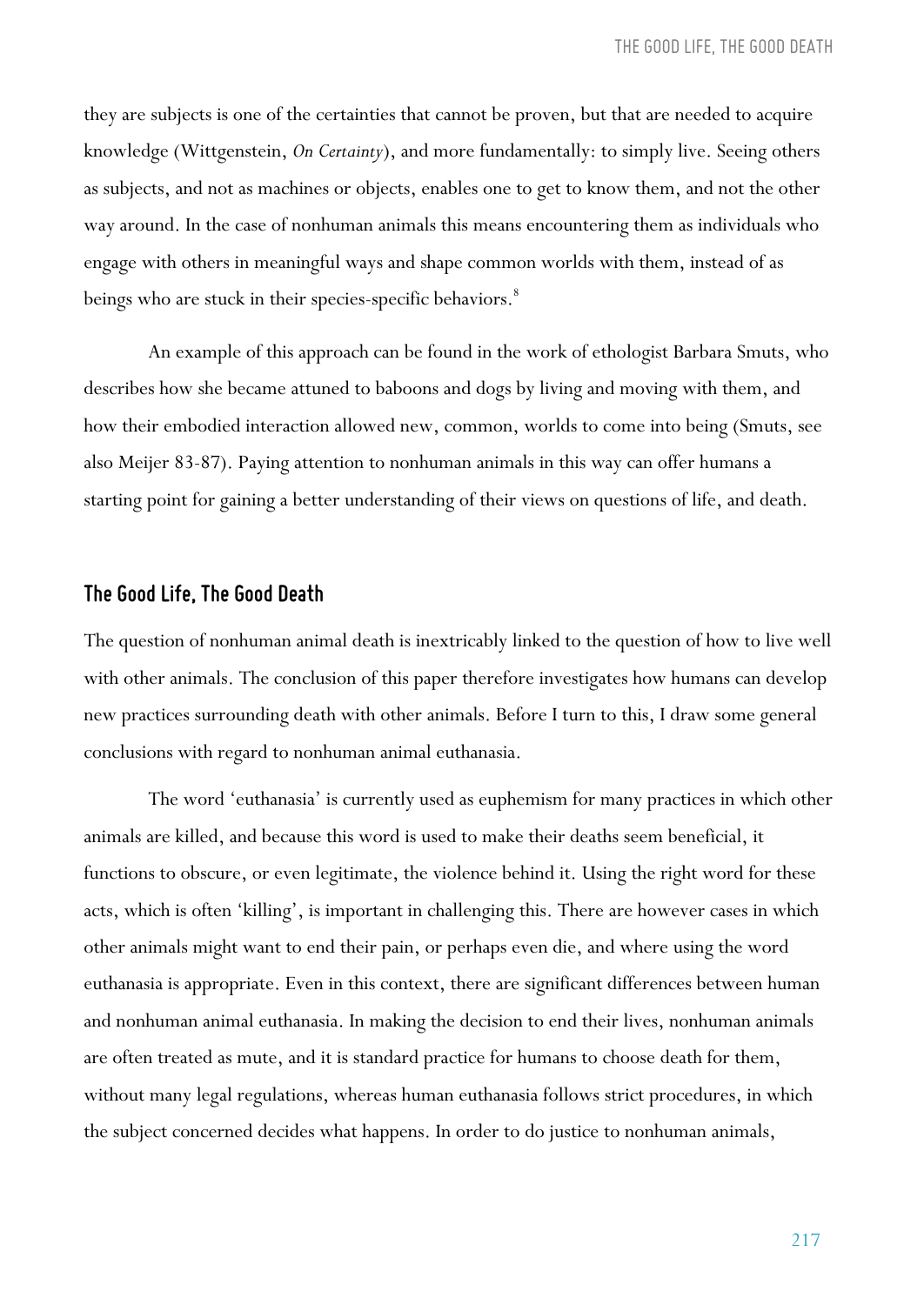they are subjects is one of the certainties that cannot be proven, but that are needed to acquire knowledge (Wittgenstein, *On Certainty*), and more fundamentally: to simply live. Seeing others as subjects, and not as machines or objects, enables one to get to know them, and not the other way around. In the case of nonhuman animals this means encountering them as individuals who engage with others in meaningful ways and shape common worlds with them, instead of as beings who are stuck in their species-specific behaviors.[8]

An example of this approach can be found in the work of ethologist Barbara Smuts, who describes how she became attuned to baboons and dogs by living and moving with them, and how their embodied interaction allowed new, common, worlds to come into being (Smuts, see also Meijer 83-87). Paying attention to nonhuman animals in this way can offer humans a starting point for gaining a better understanding of their views on questions of life, and death.

## The Good Life, The Good Death

The question of nonhuman animal death is inextricably linked to the question of how to live well with other animals. The conclusion of this paper therefore investigates how humans can develop new practices surrounding death with other animals. Before I turn to this, I draw some general conclusions with regard to nonhuman animal euthanasia.

The word 'euthanasia' is currently used as euphemism for many practices in which other animals are killed, and because this word is used to make their deaths seem beneficial, it functions to obscure, or even legitimate, the violence behind it. Using the right word for these acts, which is often 'killing', is important in challenging this. There are however cases in which other animals might want to end their pain, or perhaps even die, and where using the word euthanasia is appropriate. Even in this context, there are significant differences between human and nonhuman animal euthanasia. In making the decision to end their lives, nonhuman animals are often treated as mute, and it is standard practice for humans to choose death for them, without many legal regulations, whereas human euthanasia follows strict procedures, in which the subject concerned decides what happens. In order to do justice to nonhuman animals,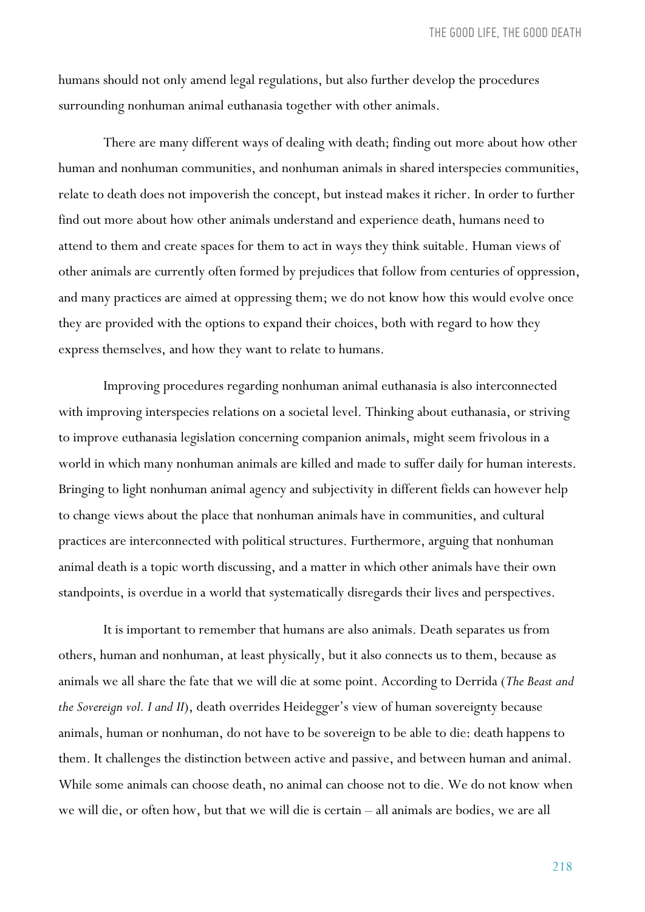humans should not only amend legal regulations, but also further develop the procedures surrounding nonhuman animal euthanasia together with other animals.

There are many different ways of dealing with death; finding out more about how other human and nonhuman communities, and nonhuman animals in shared interspecies communities, relate to death does not impoverish the concept, but instead makes it richer. In order to further find out more about how other animals understand and experience death, humans need to attend to them and create spaces for them to act in ways they think suitable. Human views of other animals are currently often formed by prejudices that follow from centuries of oppression, and many practices are aimed at oppressing them; we do not know how this would evolve once they are provided with the options to expand their choices, both with regard to how they express themselves, and how they want to relate to humans.

Improving procedures regarding nonhuman animal euthanasia is also interconnected with improving interspecies relations on a societal level. Thinking about euthanasia, or striving to improve euthanasia legislation concerning companion animals, might seem frivolous in a world in which many nonhuman animals are killed and made to suffer daily for human interests. Bringing to light nonhuman animal agency and subjectivity in different fields can however help to change views about the place that nonhuman animals have in communities, and cultural practices are interconnected with political structures. Furthermore, arguing that nonhuman animal death is a topic worth discussing, and a matter in which other animals have their own standpoints, is overdue in a world that systematically disregards their lives and perspectives.

It is important to remember that humans are also animals. Death separates us from others, human and nonhuman, at least physically, but it also connects us to them, because as animals we all share the fate that we will die at some point. According to Derrida (*The Beast and the Sovereign vol. I and II*), death overrides Heidegger's view of human sovereignty because animals, human or nonhuman, do not have to be sovereign to be able to die: death happens to them. It challenges the distinction between active and passive, and between human and animal. While some animals can choose death, no animal can choose not to die. We do not know when we will die, or often how, but that we will die is certain – all animals are bodies, we are all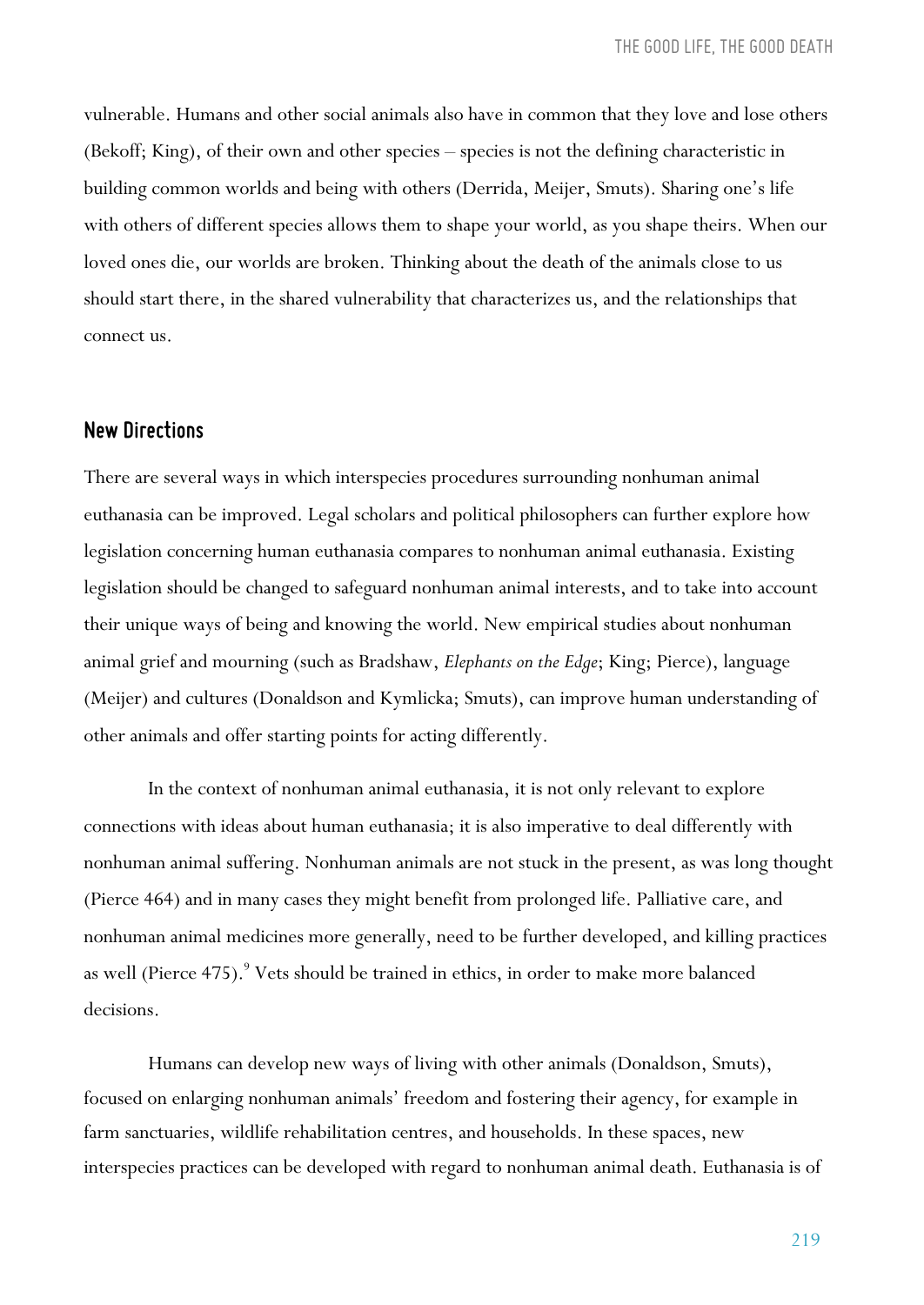vulnerable. Humans and other social animals also have in common that they love and lose others (Bekoff; King), of their own and other species – species is not the defining characteristic in building common worlds and being with others (Derrida, Meijer, Smuts). Sharing one's life with others of different species allows them to shape your world, as you shape theirs. When our loved ones die, our worlds are broken. Thinking about the death of the animals close to us should start there, in the shared vulnerability that characterizes us, and the relationships that connect us.

## New Directions

There are several ways in which interspecies procedures surrounding nonhuman animal euthanasia can be improved. Legal scholars and political philosophers can further explore how legislation concerning human euthanasia compares to nonhuman animal euthanasia. Existing legislation should be changed to safeguard nonhuman animal interests, and to take into account their unique ways of being and knowing the world. New empirical studies about nonhuman animal grief and mourning (such as Bradshaw, *Elephants on the Edge*; King; Pierce), language (Meijer) and cultures (Donaldson and Kymlicka; Smuts), can improve human understanding of other animals and offer starting points for acting differently.

In the context of nonhuman animal euthanasia, it is not only relevant to explore connections with ideas about human euthanasia; it is also imperative to deal differently with nonhuman animal suffering. Nonhuman animals are not stuck in the present, as was long thought (Pierce 464) and in many cases they might benefit from prolonged life. Palliative care, and nonhuman animal medicines more generally, need to be further developed, and killing practices as well (Pierce 475).[9] Vets should be trained in ethics, in order to make more balanced decisions.

Humans can develop new ways of living with other animals (Donaldson, Smuts), focused on enlarging nonhuman animals' freedom and fostering their agency, for example in farm sanctuaries, wildlife rehabilitation centres, and households. In these spaces, new interspecies practices can be developed with regard to nonhuman animal death. Euthanasia is of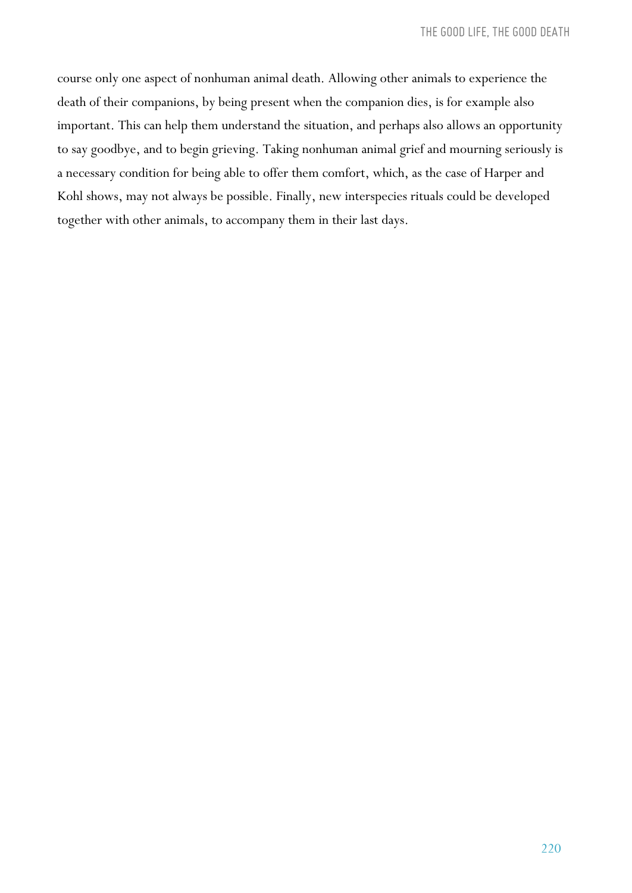course only one aspect of nonhuman animal death. Allowing other animals to experience the death of their companions, by being present when the companion dies, is for example also important. This can help them understand the situation, and perhaps also allows an opportunity to say goodbye, and to begin grieving. Taking nonhuman animal grief and mourning seriously is a necessary condition for being able to offer them comfort, which, as the case of Harper and Kohl shows, may not always be possible. Finally, new interspecies rituals could be developed together with other animals, to accompany them in their last days.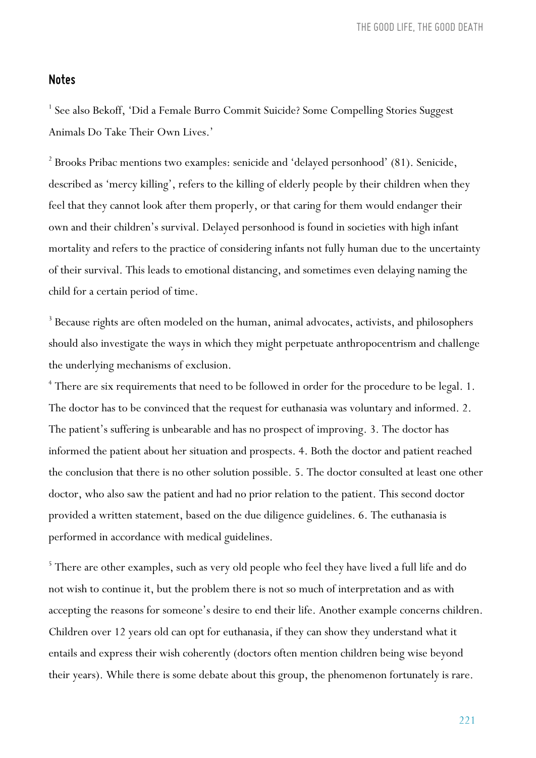## Notes

[1] See also Bekoff, 'Did a Female Burro Commit Suicide? Some Compelling Stories Suggest Animals Do Take Their Own Lives.'

[2] Brooks Pribac mentions two examples: senicide and 'delayed personhood' (81). Senicide, described as 'mercy killing', refers to the killing of elderly people by their children when they feel that they cannot look after them properly, or that caring for them would endanger their own and their children's survival. Delayed personhood is found in societies with high infant mortality and refers to the practice of considering infants not fully human due to the uncertainty of their survival. This leads to emotional distancing, and sometimes even delaying naming the child for a certain period of time.

[3] Because rights are often modeled on the human, animal advocates, activists, and philosophers should also investigate the ways in which they might perpetuate anthropocentrism and challenge the underlying mechanisms of exclusion.

[4] There are six requirements that need to be followed in order for the procedure to be legal. 1. The doctor has to be convinced that the request for euthanasia was voluntary and informed. 2. The patient's suffering is unbearable and has no prospect of improving. 3. The doctor has informed the patient about her situation and prospects. 4. Both the doctor and patient reached the conclusion that there is no other solution possible. 5. The doctor consulted at least one other doctor, who also saw the patient and had no prior relation to the patient. This second doctor provided a written statement, based on the due diligence guidelines. 6. The euthanasia is performed in accordance with medical guidelines.

[5] There are other examples, such as very old people who feel they have lived a full life and do not wish to continue it, but the problem there is not so much of interpretation and as with accepting the reasons for someone's desire to end their life. Another example concerns children. Children over 12 years old can opt for euthanasia, if they can show they understand what it entails and express their wish coherently (doctors often mention children being wise beyond their years). While there is some debate about this group, the phenomenon fortunately is rare.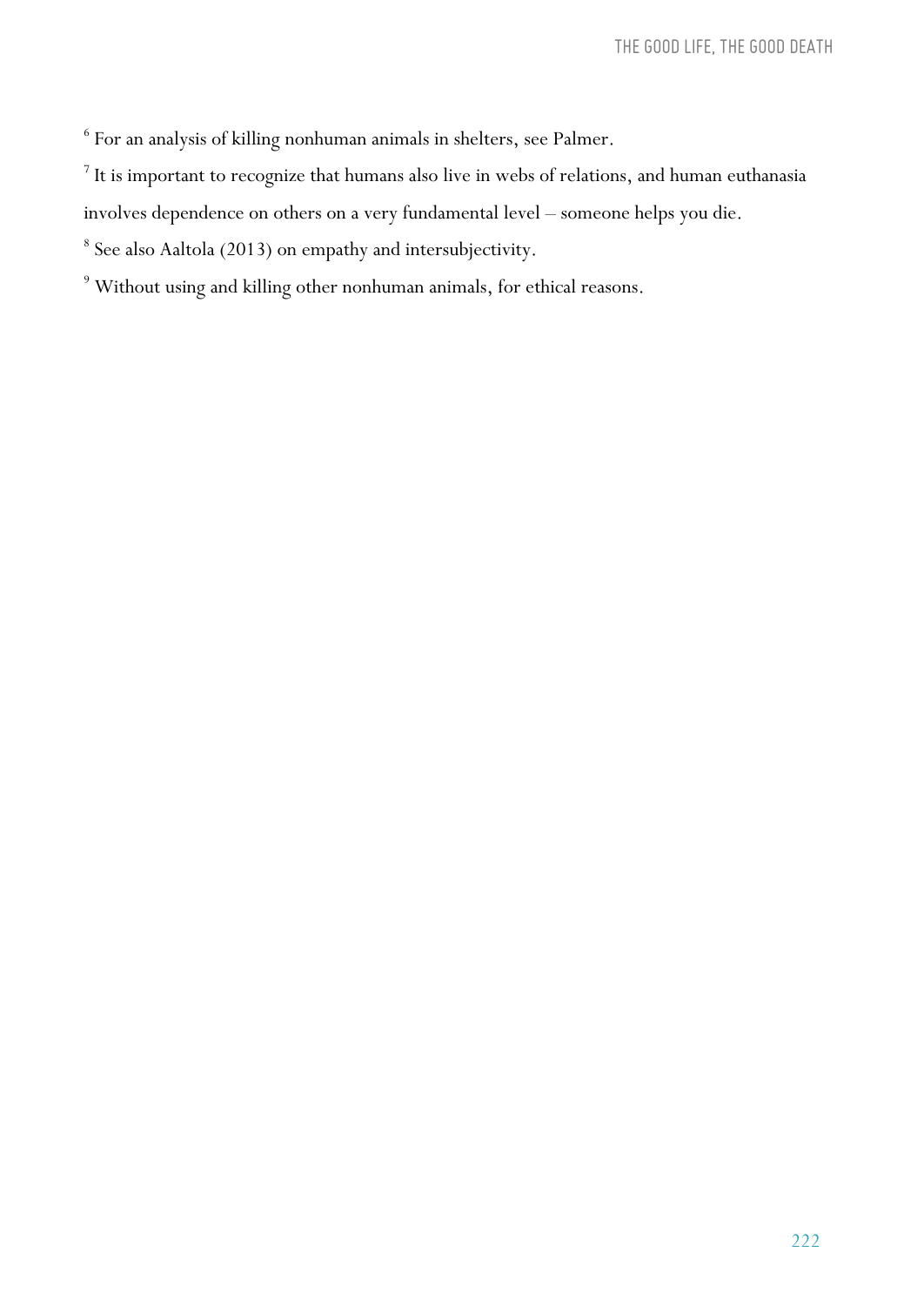[6] For an analysis of killing nonhuman animals in shelters, see Palmer.

[7] It is important to recognize that humans also live in webs of relations, and human euthanasia involves dependence on others on a very fundamental level – someone helps you die.

[8] See also Aaltola (2013) on empathy and intersubjectivity.

[9] Without using and killing other nonhuman animals, for ethical reasons.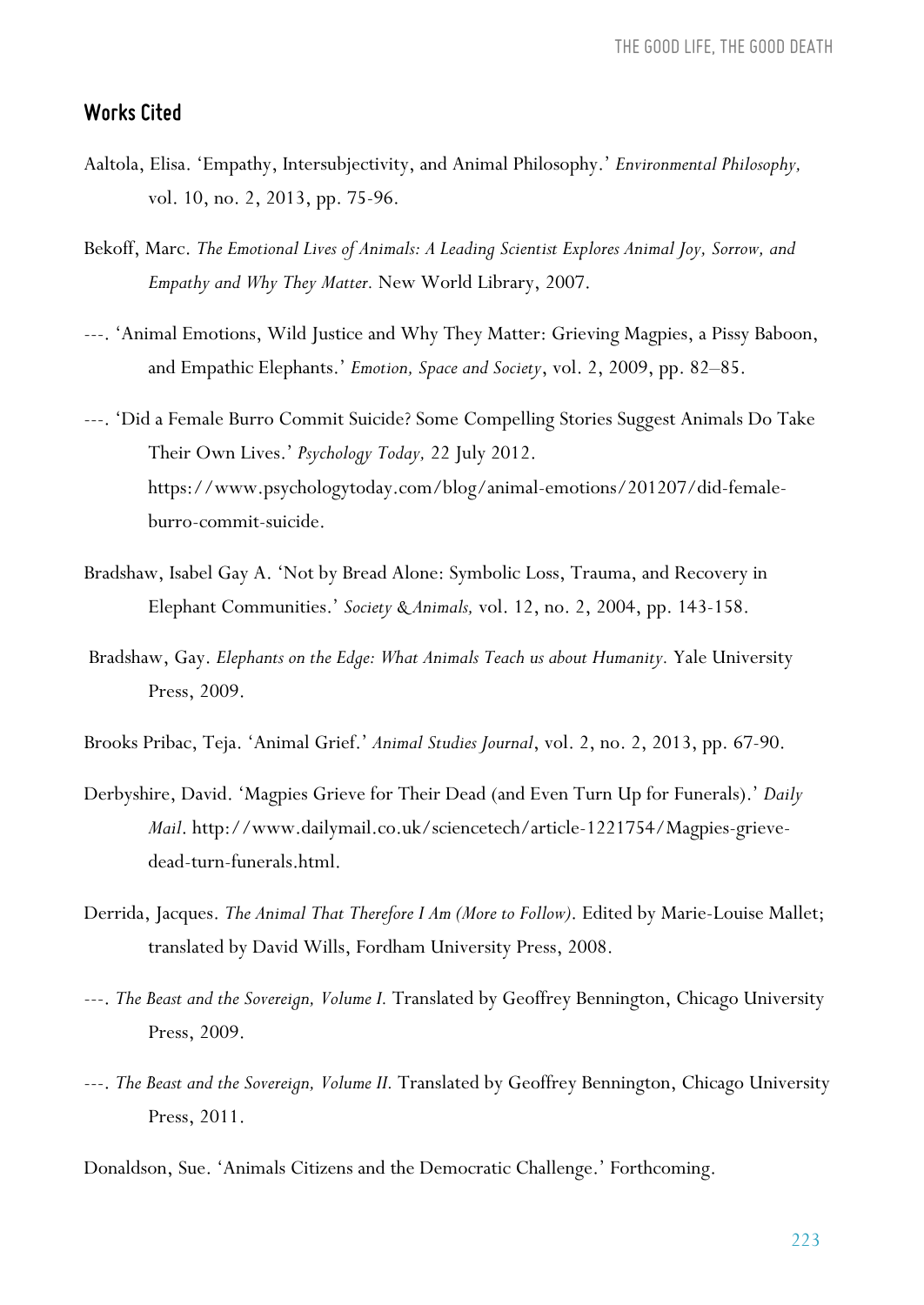## Works Cited

Aaltola, Elisa. 'Empathy, Intersubjectivity, and Animal Philosophy.' *Environmental Philosophy,* vol. 10, no. 2, 2013, pp. 75-96.

Bekoff, Marc. *The Emotional Lives of Animals: A Leading Scientist Explores Animal Joy, Sorrow, and Empathy and Why They Matter.* New World Library, 2007.

---. 'Animal Emotions, Wild Justice and Why They Matter: Grieving Magpies, a Pissy Baboon, and Empathic Elephants.' *Emotion, Space and Society*, vol. 2, 2009, pp. 82–85.

---. 'Did a Female Burro Commit Suicide? Some Compelling Stories Suggest Animals Do Take Their Own Lives.' *Psychology Today,* 22 July 2012. https://www.psychologytoday.com/blog/animal-emotions/201207/did-female-burro-commit-suicide.

Bradshaw, Isabel Gay A. 'Not by Bread Alone: Symbolic Loss, Trauma, and Recovery in Elephant Communities.' *Society & Animals,* vol. 12, no. 2, 2004, pp. 143-158.

Bradshaw, Gay. *Elephants on the Edge: What Animals Teach us about Humanity.* Yale University Press, 2009.

Brooks Pribac, Teja. 'Animal Grief.' *Animal Studies Journal*, vol. 2, no. 2, 2013, pp. 67-90.

Derbyshire, David. 'Magpies Grieve for Their Dead (and Even Turn Up for Funerals).' *Daily Mail*. http://www.dailymail.co.uk/sciencetech/article-1221754/Magpies-grieve-dead-turn-funerals.html.

Derrida, Jacques. *The Animal That Therefore I Am (More to Follow).* Edited by Marie-Louise Mallet; translated by David Wills, Fordham University Press, 2008.

---. *The Beast and the Sovereign, Volume I.* Translated by Geoffrey Bennington, Chicago University Press, 2009.

---. *The Beast and the Sovereign, Volume II.* Translated by Geoffrey Bennington, Chicago University Press, 2011.

Donaldson, Sue. 'Animals Citizens and the Democratic Challenge.' Forthcoming.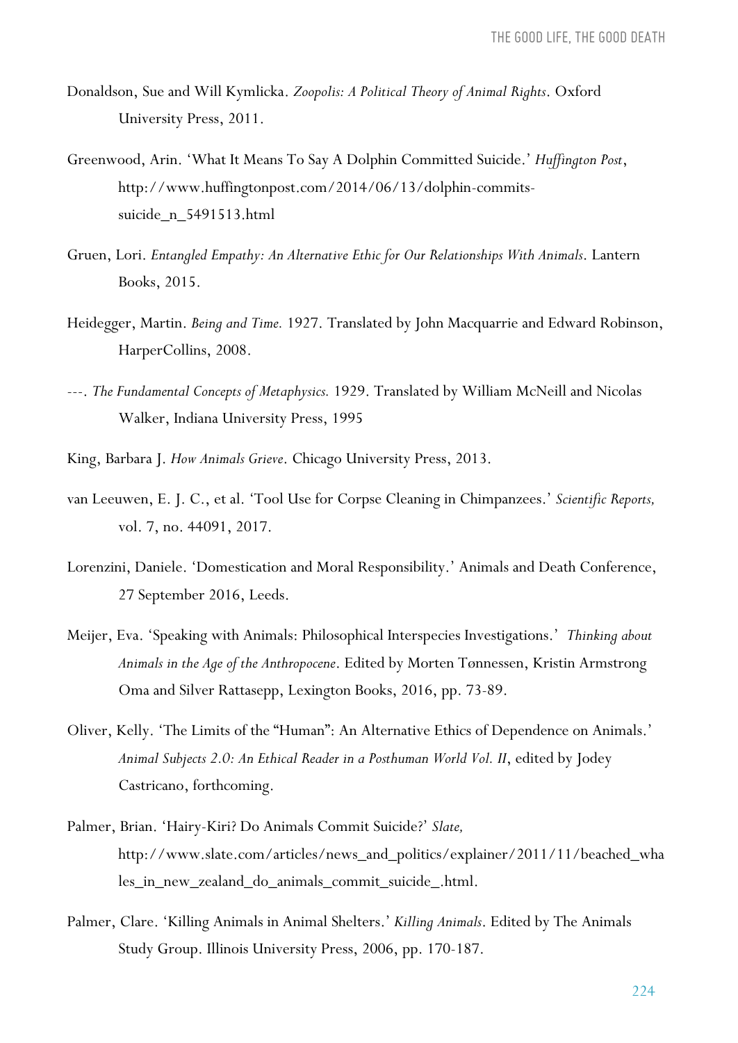Donaldson, Sue and Will Kymlicka. *Zoopolis: A Political Theory of Animal Rights*. Oxford University Press, 2011.

Greenwood, Arin. 'What It Means To Say A Dolphin Committed Suicide.' *Huffington Post*, http://www.huffingtonpost.com/2014/06/13/dolphin-commits-suicide_n_5491513.html

Gruen, Lori. *Entangled Empathy: An Alternative Ethic for Our Relationships With Animals*. Lantern Books, 2015.

Heidegger, Martin. *Being and Time.* 1927. Translated by John Macquarrie and Edward Robinson, HarperCollins, 2008.

---. *The Fundamental Concepts of Metaphysics.* 1929. Translated by William McNeill and Nicolas Walker, Indiana University Press, 1995

King, Barbara J. *How Animals Grieve*. Chicago University Press, 2013.

van Leeuwen, E. J. C., et al. 'Tool Use for Corpse Cleaning in Chimpanzees.' *Scientific Reports,* vol. 7, no. 44091, 2017.

Lorenzini, Daniele. 'Domestication and Moral Responsibility.' Animals and Death Conference, 27 September 2016, Leeds.

Meijer, Eva. 'Speaking with Animals: Philosophical Interspecies Investigations.' *Thinking about Animals in the Age of the Anthropocene*. Edited by Morten Tønnessen, Kristin Armstrong Oma and Silver Rattasepp, Lexington Books, 2016, pp. 73-89.

Oliver, Kelly. 'The Limits of the "Human": An Alternative Ethics of Dependence on Animals.' *Animal Subjects 2.0: An Ethical Reader in a Posthuman World Vol. II*, edited by Jodey Castricano, forthcoming.

Palmer, Brian. 'Hairy-Kiri? Do Animals Commit Suicide?' *Slate,* http://www.slate.com/articles/news_and_politics/explainer/2011/11/beached_whales_in_new_zealand_do_animals_commit_suicide_.html.

Palmer, Clare. 'Killing Animals in Animal Shelters.' *Killing Animals*. Edited by The Animals Study Group. Illinois University Press, 2006, pp. 170-187.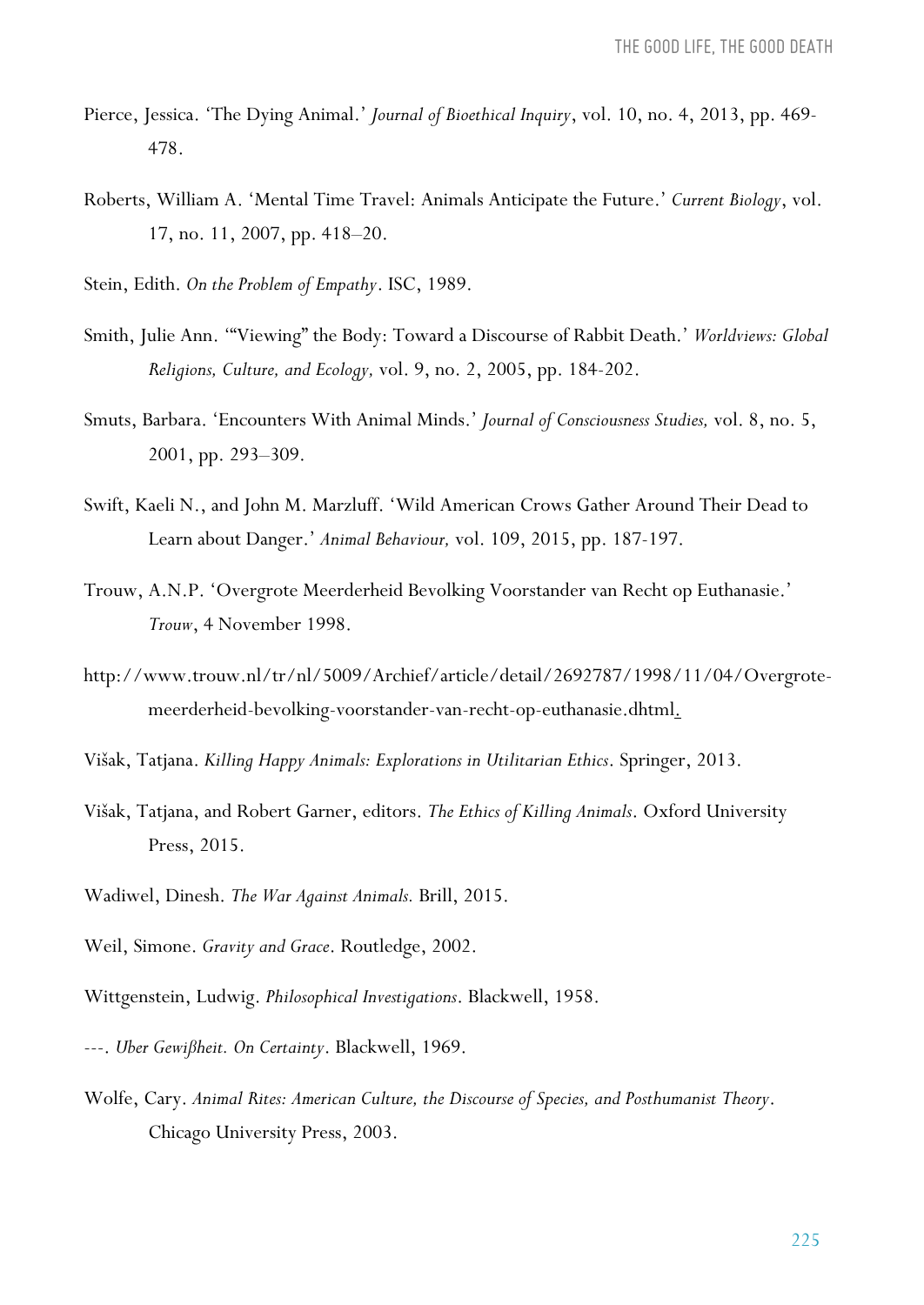Pierce, Jessica. 'The Dying Animal.' *Journal of Bioethical Inquiry*, vol. 10, no. 4, 2013, pp. 469-478.

Roberts, William A. 'Mental Time Travel: Animals Anticipate the Future.' *Current Biology*, vol. 17, no. 11, 2007, pp. 418–20.

Stein, Edith. *On the Problem of Empathy*. ISC, 1989.

Smith, Julie Ann. '"Viewing" the Body: Toward a Discourse of Rabbit Death.' *Worldviews: Global Religions, Culture, and Ecology,* vol. 9, no. 2, 2005, pp. 184-202.

Smuts, Barbara. 'Encounters With Animal Minds.' *Journal of Consciousness Studies,* vol. 8, no. 5, 2001, pp. 293–309.

Swift, Kaeli N., and John M. Marzluff. 'Wild American Crows Gather Around Their Dead to Learn about Danger.' *Animal Behaviour,* vol. 109, 2015, pp. 187-197.

Trouw, A.N.P. 'Overgrote Meerderheid Bevolking Voorstander van Recht op Euthanasie.' *Trouw*, 4 November 1998.

http://www.trouw.nl/tr/nl/5009/Archief/article/detail/2692787/1998/11/04/Overgrote-meerderheid-bevolking-voorstander-van-recht-op-euthanasie.dhtml.

Višak, Tatjana. *Killing Happy Animals: Explorations in Utilitarian Ethics*. Springer, 2013.

Višak, Tatjana, and Robert Garner, editors. *The Ethics of Killing Animals*. Oxford University Press, 2015.

Wadiwel, Dinesh. *The War Against Animals.* Brill, 2015.

Weil, Simone. *Gravity and Grace*. Routledge, 2002.

Wittgenstein, Ludwig. *Philosophical Investigations*. Blackwell, 1958.

---. *Uber Gewißheit. On Certainty*. Blackwell, 1969.

Wolfe, Cary. *Animal Rites: American Culture, the Discourse of Species, and Posthumanist Theory*. Chicago University Press, 2003.